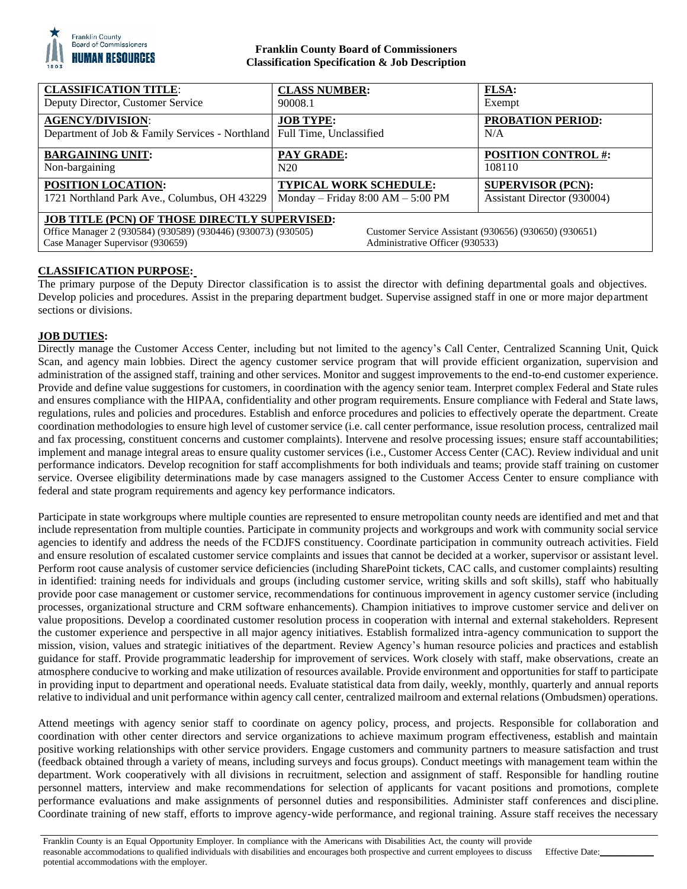**Franklin County Board of Commissioners**
**Classification Specification & Job Description**

| **CLASSIFICATION TITLE**: | **CLASS NUMBER:** | **FLSA:** |
|---|---|---|
| Deputy Director, Customer Service | 90008.1 | Exempt |
| **AGENCY/DIVISION**: | **JOB TYPE:** | **PROBATION PERIOD:** |
| Department of Job & Family Services - Northland | Full Time, Unclassified | N/A |
| **BARGAINING UNIT:** | **PAY GRADE:** | **POSITION CONTROL #:** |
| Non-bargaining | N20 | 108110 |
| **POSITION LOCATION:** | **TYPICAL WORK SCHEDULE:** | **SUPERVISOR (PCN):** |
| 1721 Northland Park Ave., Columbus, OH 43229 | Monday – Friday 8:00 AM – 5:00 PM | Assistant Director (930004) |

**JOB TITLE (PCN) OF THOSE DIRECTLY SUPERVISED:**
Office Manager 2 (930584) (930589) (930446) (930073) (930505)
Case Manager Supervisor (930659)
Customer Service Assistant (930656) (930650) (930651)
Administrative Officer (930533)

## CLASSIFICATION PURPOSE:

The primary purpose of the Deputy Director classification is to assist the director with defining departmental goals and objectives. Develop policies and procedures. Assist in the preparing department budget. Supervise assigned staff in one or more major department sections or divisions.

## JOB DUTIES:

Directly manage the Customer Access Center, including but not limited to the agency's Call Center, Centralized Scanning Unit, Quick Scan, and agency main lobbies. Direct the agency customer service program that will provide efficient organization, supervision and administration of the assigned staff, training and other services. Monitor and suggest improvements to the end-to-end customer experience. Provide and define value suggestions for customers, in coordination with the agency senior team. Interpret complex Federal and State rules and ensures compliance with the HIPAA, confidentiality and other program requirements. Ensure compliance with Federal and State laws, regulations, rules and policies and procedures. Establish and enforce procedures and policies to effectively operate the department. Create coordination methodologies to ensure high level of customer service (i.e. call center performance, issue resolution process, centralized mail and fax processing, constituent concerns and customer complaints). Intervene and resolve processing issues; ensure staff accountabilities; implement and manage integral areas to ensure quality customer services (i.e., Customer Access Center (CAC). Review individual and unit performance indicators. Develop recognition for staff accomplishments for both individuals and teams; provide staff training on customer service. Oversee eligibility determinations made by case managers assigned to the Customer Access Center to ensure compliance with federal and state program requirements and agency key performance indicators.

Participate in state workgroups where multiple counties are represented to ensure metropolitan county needs are identified and met and that include representation from multiple counties. Participate in community projects and workgroups and work with community social service agencies to identify and address the needs of the FCDJFS constituency. Coordinate participation in community outreach activities. Field and ensure resolution of escalated customer service complaints and issues that cannot be decided at a worker, supervisor or assistant level. Perform root cause analysis of customer service deficiencies (including SharePoint tickets, CAC calls, and customer complaints) resulting in identified: training needs for individuals and groups (including customer service, writing skills and soft skills), staff who habitually provide poor case management or customer service, recommendations for continuous improvement in agency customer service (including processes, organizational structure and CRM software enhancements). Champion initiatives to improve customer service and deliver on value propositions. Develop a coordinated customer resolution process in cooperation with internal and external stakeholders. Represent the customer experience and perspective in all major agency initiatives. Establish formalized intra-agency communication to support the mission, vision, values and strategic initiatives of the department. Review Agency's human resource policies and practices and establish guidance for staff. Provide programmatic leadership for improvement of services. Work closely with staff, make observations, create an atmosphere conducive to working and make utilization of resources available. Provide environment and opportunities for staff to participate in providing input to department and operational needs. Evaluate statistical data from daily, weekly, monthly, quarterly and annual reports relative to individual and unit performance within agency call center, centralized mailroom and external relations (Ombudsmen) operations.

Attend meetings with agency senior staff to coordinate on agency policy, process, and projects. Responsible for collaboration and coordination with other center directors and service organizations to achieve maximum program effectiveness, establish and maintain positive working relationships with other service providers. Engage customers and community partners to measure satisfaction and trust (feedback obtained through a variety of means, including surveys and focus groups). Conduct meetings with management team within the department. Work cooperatively with all divisions in recruitment, selection and assignment of staff. Responsible for handling routine personnel matters, interview and make recommendations for selection of applicants for vacant positions and promotions, complete performance evaluations and make assignments of personnel duties and responsibilities. Administer staff conferences and discipline. Coordinate training of new staff, efforts to improve agency-wide performance, and regional training. Assure staff receives the necessary

Franklin County is an Equal Opportunity Employer. In compliance with the Americans with Disabilities Act, the county will provide reasonable accommodations to qualified individuals with disabilities and encourages both prospective and current employees to discuss potential accommodations with the employer. Effective Date:\_\_\_\_\_\_\_\_\_\_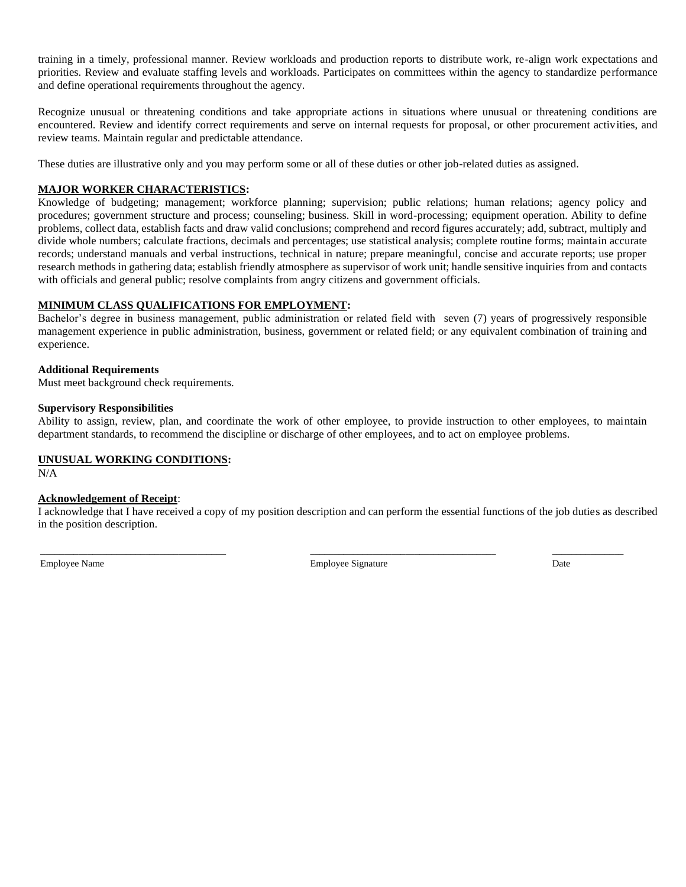training in a timely, professional manner. Review workloads and production reports to distribute work, re-align work expectations and priorities. Review and evaluate staffing levels and workloads. Participates on committees within the agency to standardize performance and define operational requirements throughout the agency.

Recognize unusual or threatening conditions and take appropriate actions in situations where unusual or threatening conditions are encountered. Review and identify correct requirements and serve on internal requests for proposal, or other procurement activities, and review teams. Maintain regular and predictable attendance.

These duties are illustrative only and you may perform some or all of these duties or other job-related duties as assigned.

**MAJOR WORKER CHARACTERISTICS:**

Knowledge of budgeting; management; workforce planning; supervision; public relations; human relations; agency policy and procedures; government structure and process; counseling; business. Skill in word-processing; equipment operation. Ability to define problems, collect data, establish facts and draw valid conclusions; comprehend and record figures accurately; add, subtract, multiply and divide whole numbers; calculate fractions, decimals and percentages; use statistical analysis; complete routine forms; maintain accurate records; understand manuals and verbal instructions, technical in nature; prepare meaningful, concise and accurate reports; use proper research methods in gathering data; establish friendly atmosphere as supervisor of work unit; handle sensitive inquiries from and contacts with officials and general public; resolve complaints from angry citizens and government officials.

**MINIMUM CLASS QUALIFICATIONS FOR EMPLOYMENT:**

Bachelor's degree in business management, public administration or related field with seven (7) years of progressively responsible management experience in public administration, business, government or related field; or any equivalent combination of training and experience.

**Additional Requirements**

Must meet background check requirements.

**Supervisory Responsibilities**

Ability to assign, review, plan, and coordinate the work of other employee, to provide instruction to other employees, to maintain department standards, to recommend the discipline or discharge of other employees, and to act on employee problems.

**UNUSUAL WORKING CONDITIONS:**

N/A

**Acknowledgement of Receipt:**

I acknowledge that I have received a copy of my position description and can perform the essential functions of the job duties as described in the position description.

\_\_\_\_\_\_\_\_\_\_\_\_\_\_\_\_\_\_\_\_\_\_\_\_\_\_\_\_\_\_ \_\_\_\_\_\_\_\_\_\_\_\_\_\_\_\_\_\_\_\_\_\_\_\_\_\_\_\_\_\_ \_\_\_\_\_\_\_\_\_\_\_\_

Employee Name Employee Signature Date